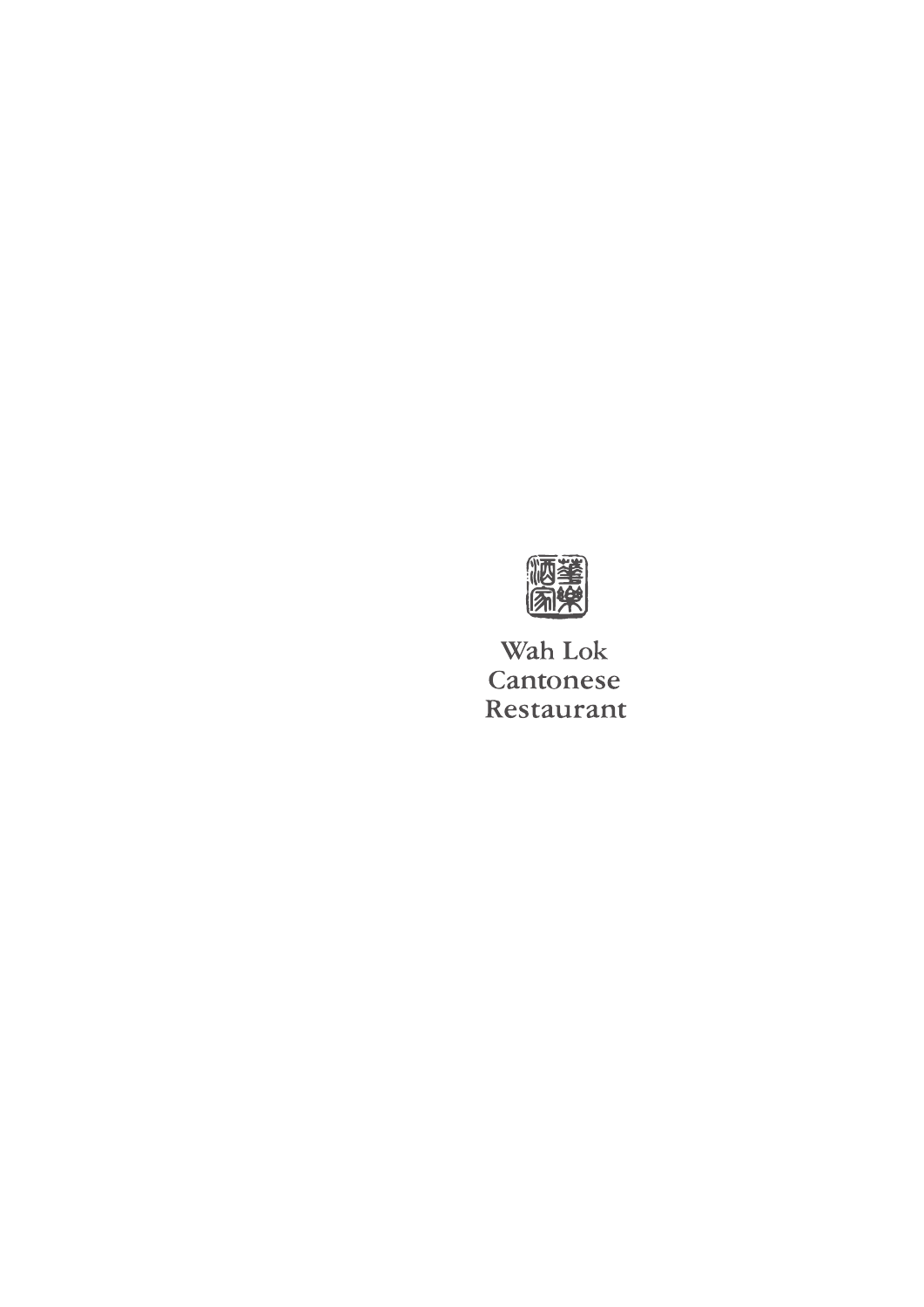華樂酒家

Wah Lok
Cantonese
Restaurant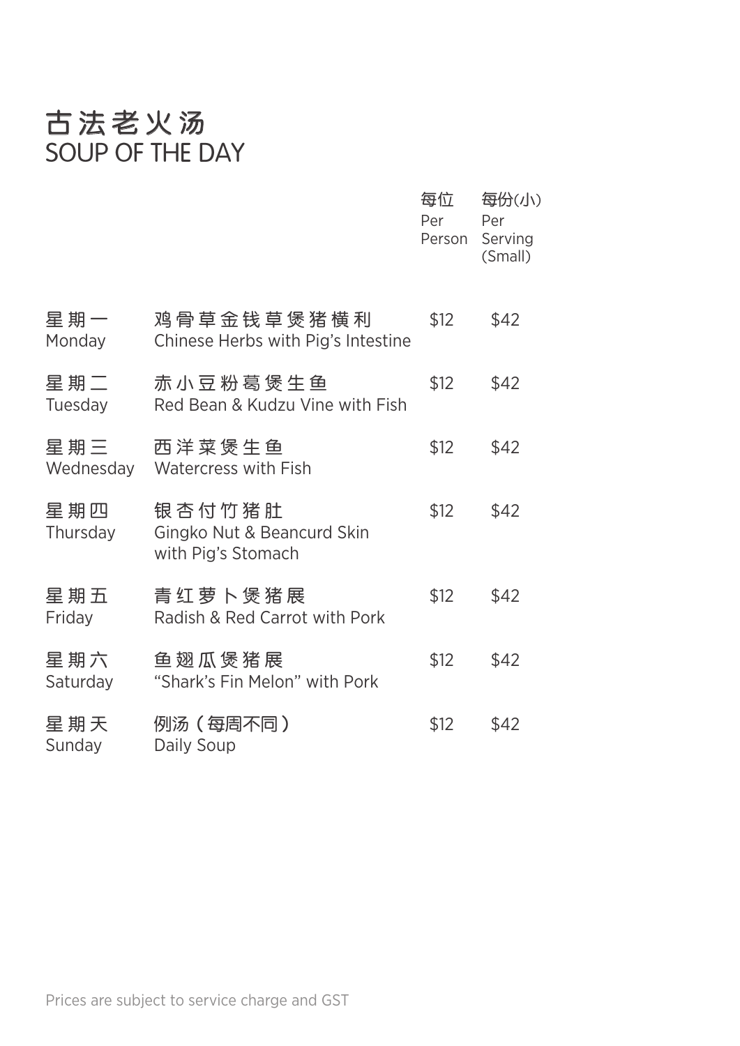# 古法老火汤
# SOUP OF THE DAY

| | | 每位 Per Person | 每份(小) Per Serving (Small) |
|---|---|---|---|
| 星期一 Monday | 鸡骨草金钱草煲猪横利 Chinese Herbs with Pig's Intestine | $12 | $42 |
| 星期二 Tuesday | 赤小豆粉葛煲生鱼 Red Bean & Kudzu Vine with Fish | $12 | $42 |
| 星期三 Wednesday | 西洋菜煲生鱼 Watercress with Fish | $12 | $42 |
| 星期四 Thursday | 银杏付竹猪肚 Gingko Nut & Beancurd Skin with Pig's Stomach | $12 | $42 |
| 星期五 Friday | 青红萝卜煲猪展 Radish & Red Carrot with Pork | $12 | $42 |
| 星期六 Saturday | 鱼翅瓜煲猪展 "Shark's Fin Melon" with Pork | $12 | $42 |
| 星期天 Sunday | 例汤（每周不同） Daily Soup | $12 | $42 |

Prices are subject to service charge and GST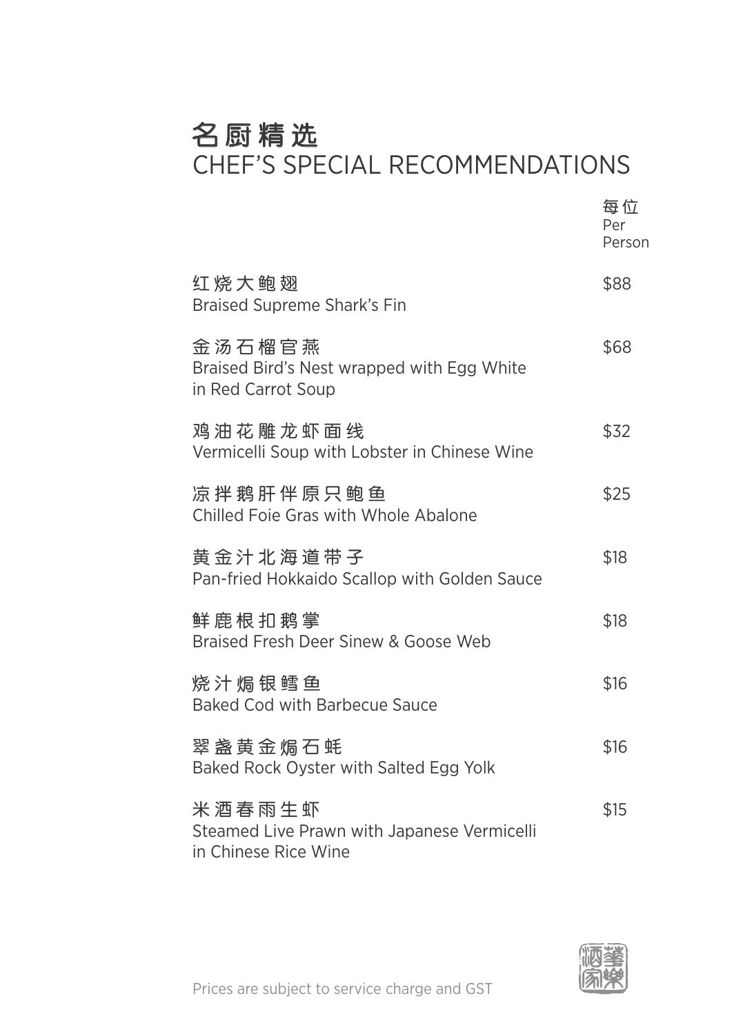# 名厨精选
# CHEF'S SPECIAL RECOMMENDATIONS

| | 每位<br>Per Person |
|---|---|
| 红烧大鲍翅<br>Braised Supreme Shark's Fin | $88 |
| 金汤石榴官燕<br>Braised Bird's Nest wrapped with Egg White in Red Carrot Soup | $68 |
| 鸡油花雕龙虾面线<br>Vermicelli Soup with Lobster in Chinese Wine | $32 |
| 凉拌鹅肝伴原只鲍鱼<br>Chilled Foie Gras with Whole Abalone | $25 |
| 黄金汁北海道带子<br>Pan-fried Hokkaido Scallop with Golden Sauce | $18 |
| 鲜鹿根扣鹅掌<br>Braised Fresh Deer Sinew & Goose Web | $18 |
| 烧汁焗银鳕鱼<br>Baked Cod with Barbecue Sauce | $16 |
| 翠盏黄金焗石蚝<br>Baked Rock Oyster with Salted Egg Yolk | $16 |
| 米酒春雨生虾<br>Steamed Live Prawn with Japanese Vermicelli in Chinese Rice Wine | $15 |

Prices are subject to service charge and GST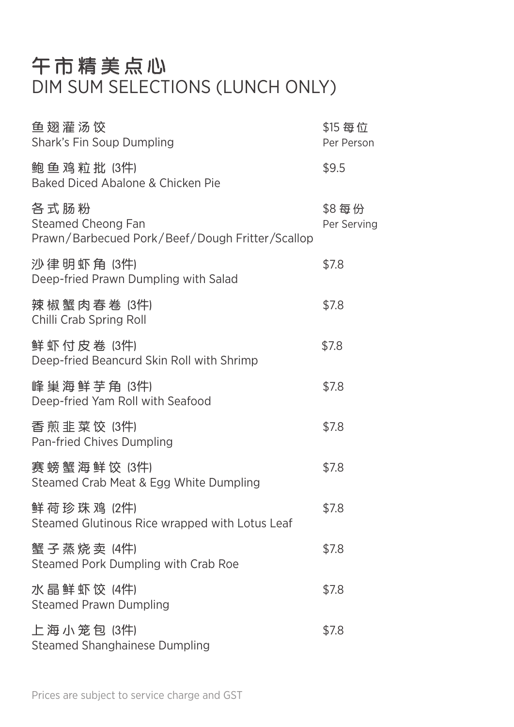# 午市精美点心
# DIM SUM SELECTIONS (LUNCH ONLY)

| Item | Price |
| --- | --- |
| 鱼翅灌汤饺<br>Shark's Fin Soup Dumpling | $15 每位<br>Per Person |
| 鲍鱼鸡粒批 (3件)<br>Baked Diced Abalone & Chicken Pie | $9.5 |
| 各式肠粉<br>Steamed Cheong Fan<br>Prawn/Barbecued Pork/Beef/Dough Fritter/Scallop | $8 每份<br>Per Serving |
| 沙律明虾角 (3件)<br>Deep-fried Prawn Dumpling with Salad | $7.8 |
| 辣椒蟹肉春卷 (3件)<br>Chilli Crab Spring Roll | $7.8 |
| 鲜虾付皮卷 (3件)<br>Deep-fried Beancurd Skin Roll with Shrimp | $7.8 |
| 峰巢海鲜芋角 (3件)<br>Deep-fried Yam Roll with Seafood | $7.8 |
| 香煎韭菜饺 (3件)<br>Pan-fried Chives Dumpling | $7.8 |
| 赛螃蟹海鲜饺 (3件)<br>Steamed Crab Meat & Egg White Dumpling | $7.8 |
| 鲜荷珍珠鸡 (2件)<br>Steamed Glutinous Rice wrapped with Lotus Leaf | $7.8 |
| 蟹子蒸烧卖 (4件)<br>Steamed Pork Dumpling with Crab Roe | $7.8 |
| 水晶鲜虾饺 (4件)<br>Steamed Prawn Dumpling | $7.8 |
| 上海小笼包 (3件)<br>Steamed Shanghainese Dumpling | $7.8 |

Prices are subject to service charge and GST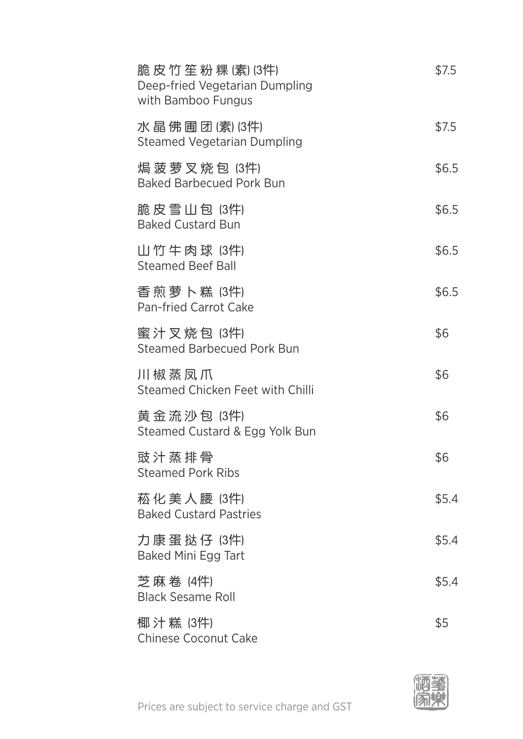| Item | Price |
|---|---|
| 脆皮竹笙粉粿(素)(3件)<br>Deep-fried Vegetarian Dumpling with Bamboo Fungus | $7.5 |
| 水晶佛圃团(素)(3件)<br>Steamed Vegetarian Dumpling | $7.5 |
| 焗菠萝叉烧包 (3件)<br>Baked Barbecued Pork Bun | $6.5 |
| 脆皮雪山包 (3件)<br>Baked Custard Bun | $6.5 |
| 山竹牛肉球 (3件)<br>Steamed Beef Ball | $6.5 |
| 香煎萝卜糕 (3件)<br>Pan-fried Carrot Cake | $6.5 |
| 蜜汁叉烧包 (3件)<br>Steamed Barbecued Pork Bun | $6 |
| 川椒蒸凤爪<br>Steamed Chicken Feet with Chilli | $6 |
| 黄金流沙包 (3件)<br>Steamed Custard & Egg Yolk Bun | $6 |
| 豉汁蒸排骨<br>Steamed Pork Ribs | $6 |
| 菘化美人腰 (3件)<br>Baked Custard Pastries | $5.4 |
| 力康蛋挞仔 (3件)<br>Baked Mini Egg Tart | $5.4 |
| 芝麻卷 (4件)<br>Black Sesame Roll | $5.4 |
| 椰汁糕 (3件)<br>Chinese Coconut Cake | $5 |

Prices are subject to service charge and GST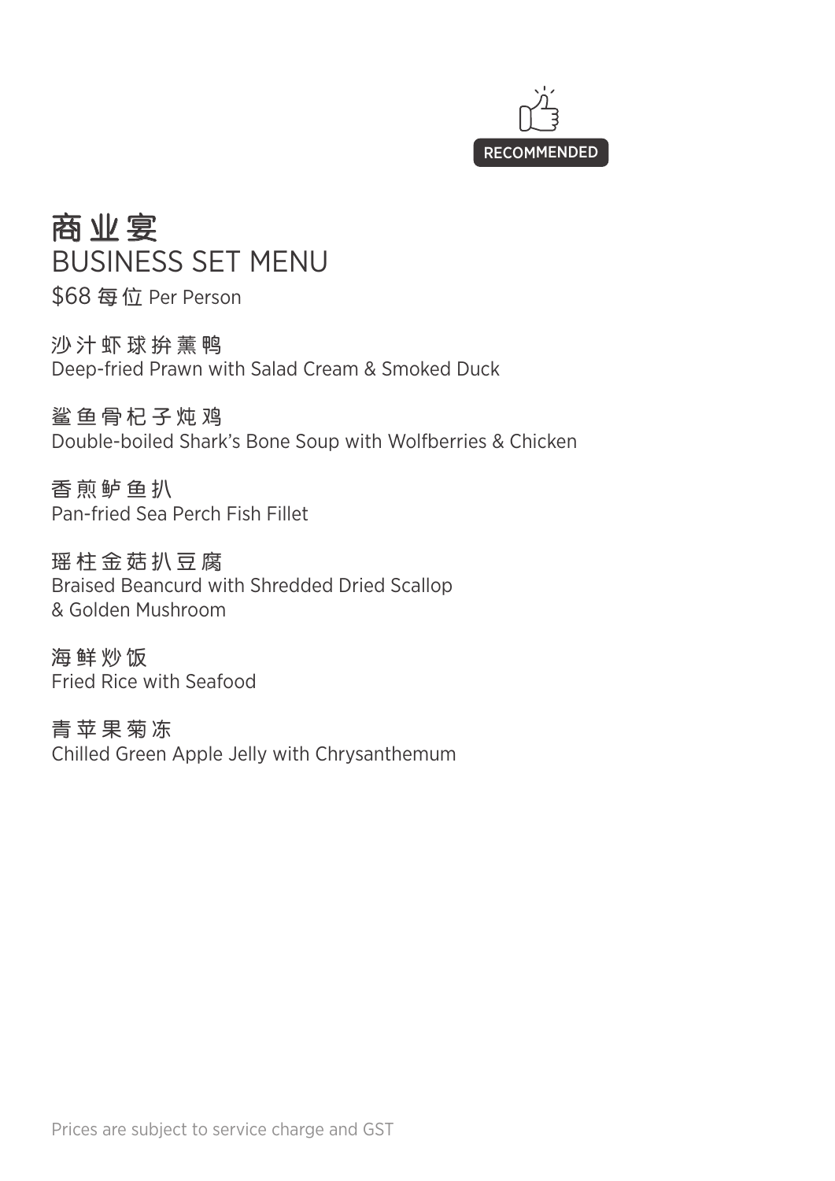RECOMMENDED

# 商业宴
# BUSINESS SET MENU

$68 每位 Per Person

沙汁虾球拚薰鸭
Deep-fried Prawn with Salad Cream & Smoked Duck

鲨鱼骨杞子炖鸡
Double-boiled Shark's Bone Soup with Wolfberries & Chicken

香煎鲈鱼扒
Pan-fried Sea Perch Fish Fillet

瑶柱金菇扒豆腐
Braised Beancurd with Shredded Dried Scallop
& Golden Mushroom

海鲜炒饭
Fried Rice with Seafood

青苹果菊冻
Chilled Green Apple Jelly with Chrysanthemum

Prices are subject to service charge and GST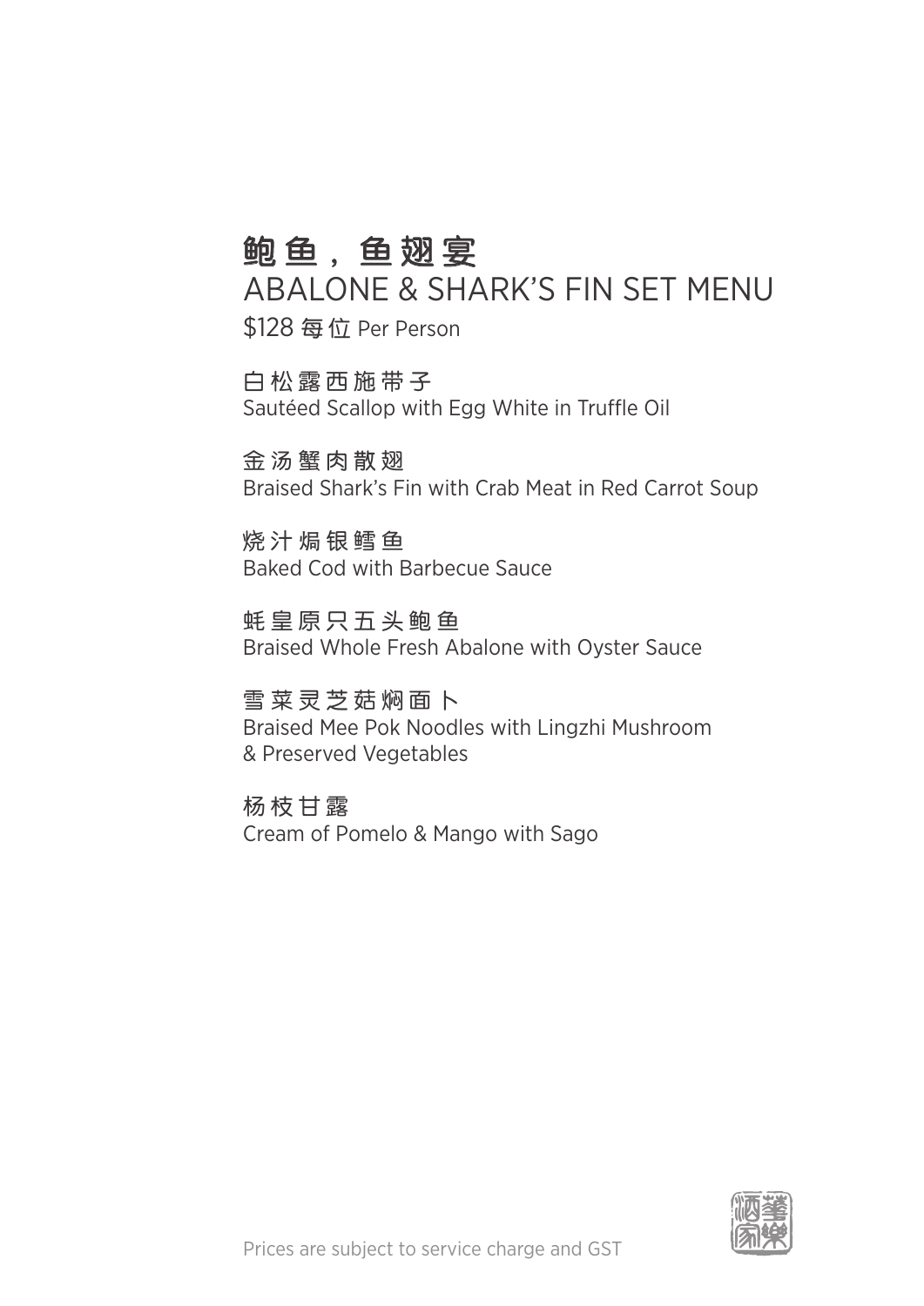# 鲍鱼，鱼翅宴

## ABALONE & SHARK'S FIN SET MENU

$128 每位 Per Person

白松露西施带子
Sautéed Scallop with Egg White in Truffle Oil

金汤蟹肉散翅
Braised Shark's Fin with Crab Meat in Red Carrot Soup

烧汁焗银鳕鱼
Baked Cod with Barbecue Sauce

蚝皇原只五头鲍鱼
Braised Whole Fresh Abalone with Oyster Sauce

雪菜灵芝菇焖面卜
Braised Mee Pok Noodles with Lingzhi Mushroom & Preserved Vegetables

杨枝甘露
Cream of Pomelo & Mango with Sago

Prices are subject to service charge and GST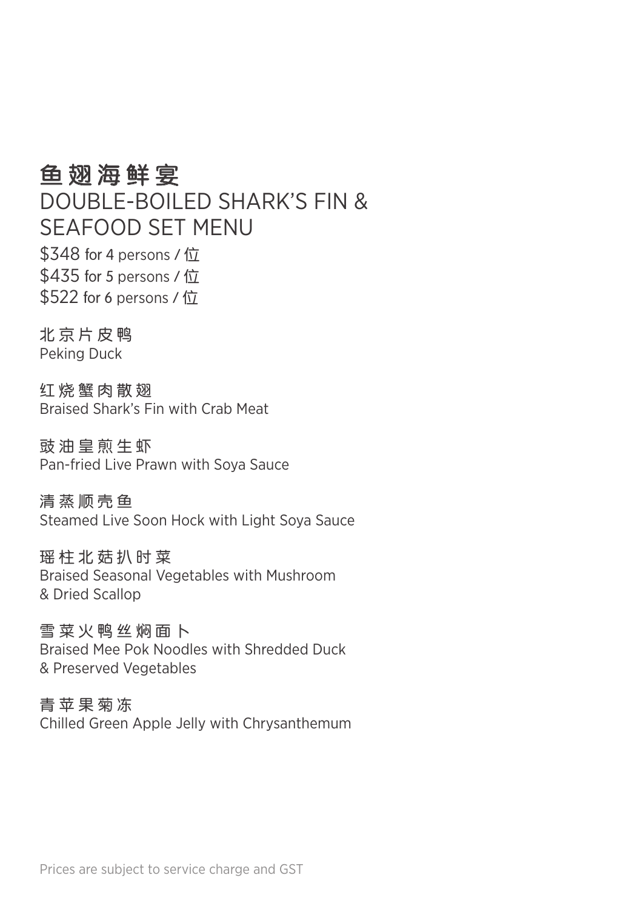# 鱼翅海鲜宴
# DOUBLE-BOILED SHARK'S FIN & SEAFOOD SET MENU

$348 for 4 persons / 位
$435 for 5 persons / 位
$522 for 6 persons / 位

北京片皮鸭
Peking Duck

红烧蟹肉散翅
Braised Shark's Fin with Crab Meat

豉油皇煎生虾
Pan-fried Live Prawn with Soya Sauce

清蒸顺壳鱼
Steamed Live Soon Hock with Light Soya Sauce

瑶柱北菇扒时菜
Braised Seasonal Vegetables with Mushroom & Dried Scallop

雪菜火鸭丝焖面卜
Braised Mee Pok Noodles with Shredded Duck & Preserved Vegetables

青苹果菊冻
Chilled Green Apple Jelly with Chrysanthemum

Prices are subject to service charge and GST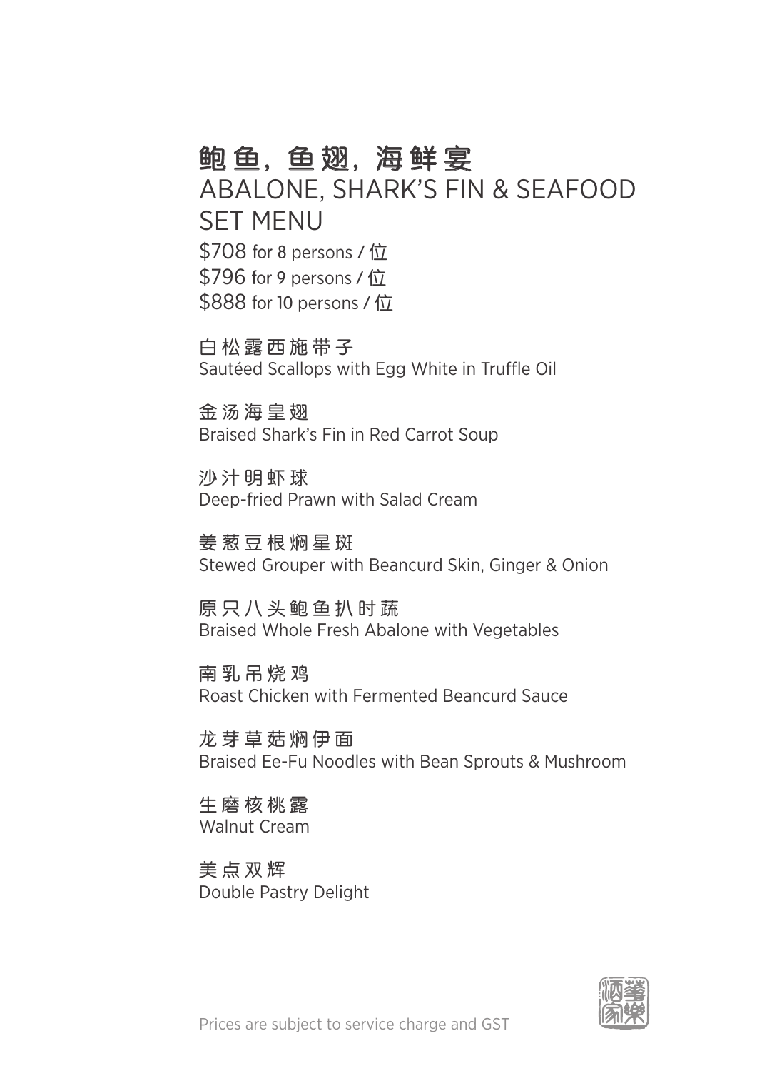# 鲍鱼，鱼翅，海鲜宴
# ABALONE, SHARK'S FIN & SEAFOOD SET MENU

$708 for 8 persons / 位
$796 for 9 persons / 位
$888 for 10 persons / 位

白松露西施带子
Sautéed Scallops with Egg White in Truffle Oil

金汤海皇翅
Braised Shark's Fin in Red Carrot Soup

沙汁明虾球
Deep-fried Prawn with Salad Cream

姜葱豆根焖星斑
Stewed Grouper with Beancurd Skin, Ginger & Onion

原只八头鲍鱼扒时蔬
Braised Whole Fresh Abalone with Vegetables

南乳吊烧鸡
Roast Chicken with Fermented Beancurd Sauce

龙芽草菇焖伊面
Braised Ee-Fu Noodles with Bean Sprouts & Mushroom

生磨核桃露
Walnut Cream

美点双辉
Double Pastry Delight

Prices are subject to service charge and GST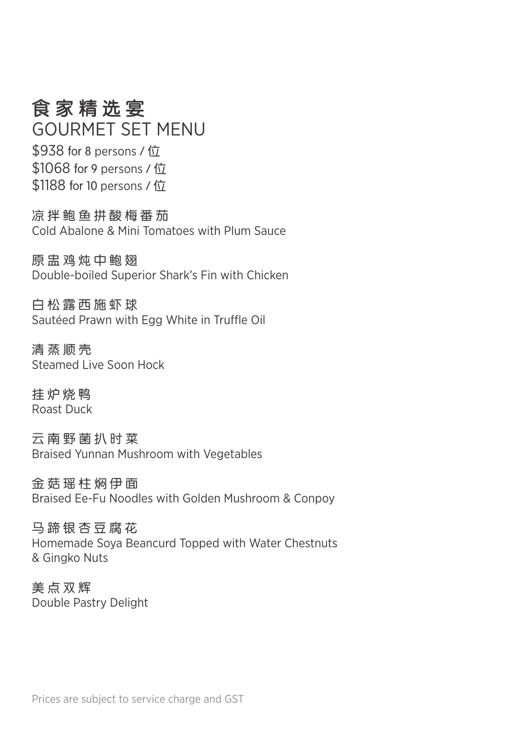# 食家精选宴
# GOURMET SET MENU

$938 for 8 persons / 位
$1068 for 9 persons / 位
$1188 for 10 persons / 位

凉拌鲍鱼拼酸梅番茄
Cold Abalone & Mini Tomatoes with Plum Sauce

原盅鸡炖中鲍翅
Double-boiled Superior Shark's Fin with Chicken

白松露西施虾球
Sautéed Prawn with Egg White in Truffle Oil

清蒸顺壳
Steamed Live Soon Hock

挂炉烧鸭
Roast Duck

云南野菌扒时菜
Braised Yunnan Mushroom with Vegetables

金菇瑶柱焖伊面
Braised Ee-Fu Noodles with Golden Mushroom & Conpoy

马蹄银杏豆腐花
Homemade Soya Beancurd Topped with Water Chestnuts & Gingko Nuts

美点双辉
Double Pastry Delight

Prices are subject to service charge and GST